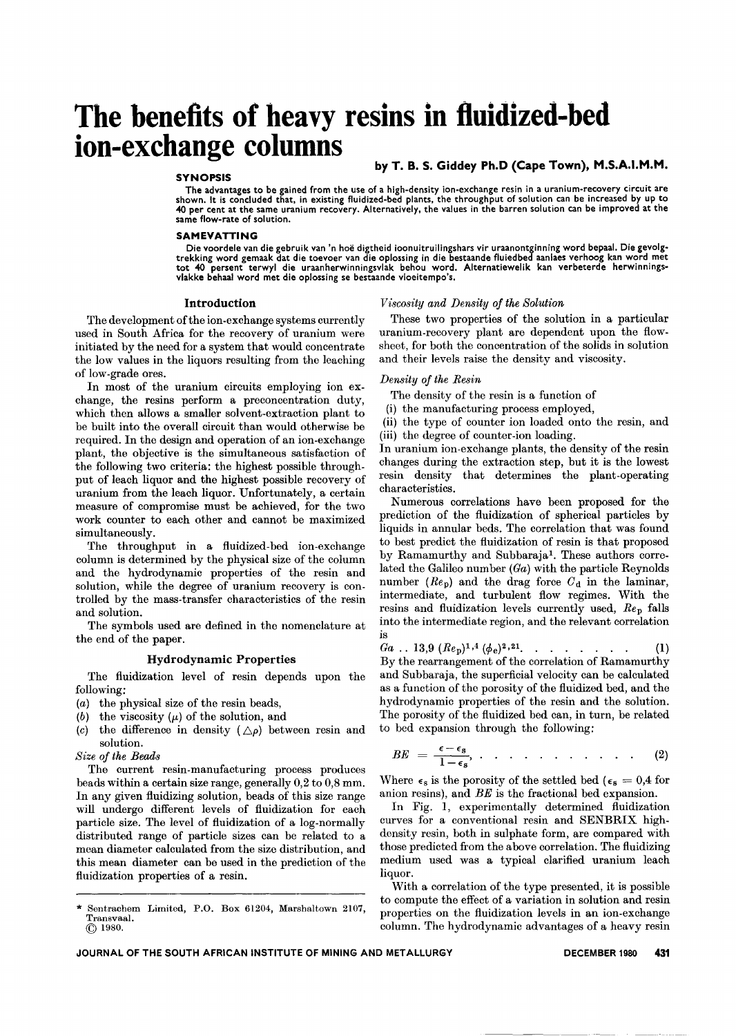# The benefits of heavy resins in fluidized-bed ion-exchange columns

by T. B. S. Giddey Ph.D (Cape Town), M.S.A.I.M.M.

### SYNOPSIS

The advantages to be gained from the use of a high-density ion-exchange resin in a uranium-recovery circuit are shown. It is concluded that, in existing fluidized-bed plants, the throughput of solution can be increased by up to 40 per cent at the same uranium recovery. Alternatively, the values in the barren solution can be improved at the same flow-rate of solution.

### SAMEVATTING

Die voordele van die gebruik van 'n hoë digtheid ioonuitruilingshars vir uraanontginning word bepaal. Die gevolgtrekking word gemaak dat die toevoer van die oplossing in die bestaande fluiedbed aanlaes verhoog kan word met tot 40 persent terwyl die uraanherwinningsvlak behou word. Alternatiewelik kan verbeterde herwinningsvlakke behaal word met die oplossing se bestaande vloeitempo's.

## Introduction

The development of the ion-exchange systems currently used in South Africa for the recovery of uranium were initiated by the need for a system that would concentrate the low values in the liquors resulting from the leaching of low-grade ores.

In most of the uranium circuits employing ion exchange, the resins perform a preconcentration duty, which then allows a smaller solvent-extraction plant to be built into the overall circuit than would otherwise be required. In the design and operation of an ion-exchange plant, the objective is the simultaneous satisfaction of the following two criteria: the highest possible throughput of leach liquor and the highest possible recovery of uranium from the leach liquor. Unfortunately, a certain measure of compromise must be achieved, for the two work counter to each other and cannot be maximized simultaneously.

The throughput in a fluidized-bed ion-exchange column is determined by the physical size of the column and the hydrodynamic properties of the resin and solution, while the degree of uranium recovery is controlled by the mass-transfer characteristics of the resin and solution.

The symbols used are defined in the nomenclature at the end of the paper.

## Hydrodynamic Properties

The fluidization level of resin depends upon the following:

(a) the physical size of the resin beads,

(b) the viscosity ($\mu$) of the solution, and

(c) the difference in density ($\triangle\rho$) between resin and solution.

*Size of the Beads*

The current resin-manufacturing process produces beads within a certain size range, generally 0,2 to 0,8 mm. In any given fluidizing solution, beads of this size range will undergo different levels of fluidization for each particle size. The level of fluidization of a log-normally distributed range of particle sizes can be related to a mean diameter calculated from the size distribution, and this mean diameter can be used in the prediction of the fluidization properties of a resin.

*Viscosity and Density of the Solution*

These two properties of the solution in a particular uranium-recovery plant are dependent upon the flowsheet, for both the concentration of the solids in solution and their levels raise the density and viscosity.

*Density of the Resin*

The density of the resin is a function of

(i) the manufacturing process employed,

(ii) the type of counter ion loaded onto the resin, and

(iii) the degree of counter-ion loading.

In uranium ion-exchange plants, the density of the resin changes during the extraction step, but it is the lowest resin density that determines the plant-operating characteristics.

Numerous correlations have been proposed for the prediction of the fluidization of spherical particles by liquids in annular beds. The correlation that was found to best predict the fluidization of resin is that proposed by Ramamurthy and Subbaraja[1]. These authors correlated the Galileo number ($Ga$) with the particle Reynolds number ($Re_p$) and the drag force $C_d$ in the laminar, intermediate, and turbulent flow regimes. With the resins and fluidization levels currently used, $Re_p$ falls into the intermediate region, and the relevant correlation is

$$Ga \;..\; 13{,}9\,(Re_p)^{1{,}4}\,(\phi_e)^{2{,}21}. \qquad (1)$$

By the rearrangement of the correlation of Ramamurthy and Subbaraja, the superficial velocity can be calculated as a function of the porosity of the fluidized bed, and the hydrodynamic properties of the resin and the solution. The porosity of the fluidized bed can, in turn, be related to bed expansion through the following:

$$BE = \frac{\epsilon - \epsilon_s}{1 - \epsilon_s}, \qquad (2)$$

Where $\epsilon_s$ is the porosity of the settled bed ($\epsilon_s = 0{,}4$ for anion resins), and $BE$ is the fractional bed expansion.

In Fig. 1, experimentally determined fluidization curves for a conventional resin and SENBRIX high-density resin, both in sulphate form, are compared with those predicted from the above correlation. The fluidizing medium used was a typical clarified uranium leach liquor.

With a correlation of the type presented, it is possible to compute the effect of a variation in solution and resin properties on the fluidization levels in an ion-exchange column. The hydrodynamic advantages of a heavy resin

---

\* Sentrachem Limited, P.O. Box 61204, Marshalltown 2107, Transvaal.
© 1980.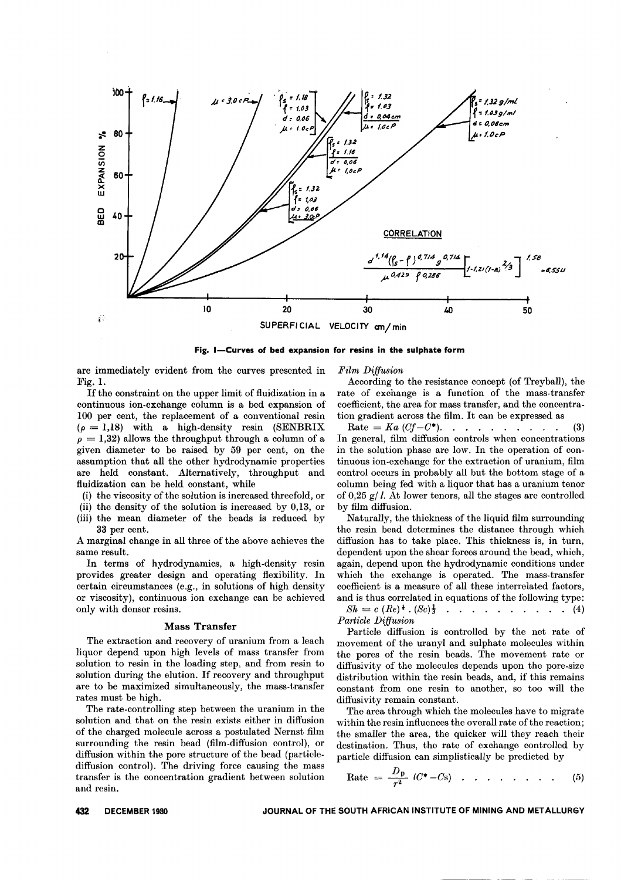Fig. 1—Curves of bed expansion for resins in the sulphate form

are immediately evident from the curves presented in Fig. 1.

If the constraint on the upper limit of fluidization in a continuous ion-exchange column is a bed expansion of 100 per cent, the replacement of a conventional resin ($\rho = 1{,}18$) with a high-density resin (SENBRIX $\rho = 1{,}32$) allows the throughput through a column of a given diameter to be raised by 59 per cent, on the assumption that all the other hydrodynamic properties are held constant. Alternatively, throughput and fluidization can be held constant, while

(i) the viscosity of the solution is increased threefold, or
(ii) the density of the solution is increased by 0,13, or
(iii) the mean diameter of the beads is reduced by 33 per cent.

A marginal change in all three of the above achieves the same result.

In terms of hydrodynamics, a high-density resin provides greater design and operating flexibility. In certain circumstances (e.g., in solutions of high density or viscosity), continuous ion exchange can be achieved only with denser resins.

## Mass Transfer

The extraction and recovery of uranium from a leach liquor depend upon high levels of mass transfer from solution to resin in the loading step, and from resin to solution during the elution. If recovery and throughput are to be maximized simultaneously, the mass-transfer rates must be high.

The rate-controlling step between the uranium in the solution and that on the resin exists either in diffusion of the charged molecule across a postulated Nernst film surrounding the resin bead (film-diffusion control), or diffusion within the pore structure of the bead (particle-diffusion control). The driving force causing the mass transfer is the concentration gradient between solution and resin.

*Film Diffusion*

According to the resistance concept (of Treyball), the rate of exchange is a function of the mass-transfer coefficient, the area for mass transfer, and the concentration gradient across the film. It can be expressed as

$$\text{Rate} = Ka\,(Cf - C^*). \qquad (3)$$

In general, film diffusion controls when concentrations in the solution phase are low. In the operation of continuous ion-exchange for the extraction of uranium, film control occurs in probably all but the bottom stage of a column being fed with a liquor that has a uranium tenor of 0,25 g/$l$. At lower tenors, all the stages are controlled by film diffusion.

Naturally, the thickness of the liquid film surrounding the resin bead determines the distance through which diffusion has to take place. This thickness is, in turn, dependent upon the shear forces around the bead, which, again, depend upon the hydrodynamic conditions under which the exchange is operated. The mass-transfer coefficient is a measure of all these interrelated factors, and is thus correlated in equations of the following type:

$$Sh = c\,(Re)^{\frac{1}{2}}\,.\,(Sc)^{\frac{1}{3}} \qquad (4)$$

*Particle Diffusion*

Particle diffusion is controlled by the net rate of movement of the uranyl and sulphate molecules within the pores of the resin beads. The movement rate or diffusivity of the molecules depends upon the pore-size distribution within the resin beads, and, if this remains constant from one resin to another, so too will the diffusivity remain constant.

The area through which the molecules have to migrate within the resin influences the overall rate of the reaction; the smaller the area, the quicker will they reach their destination. Thus, the rate of exchange controlled by particle diffusion can simplistically be predicted by

$$\text{Rate} = \frac{D_p}{r^2}\,(C^* - Cs) \qquad (5)$$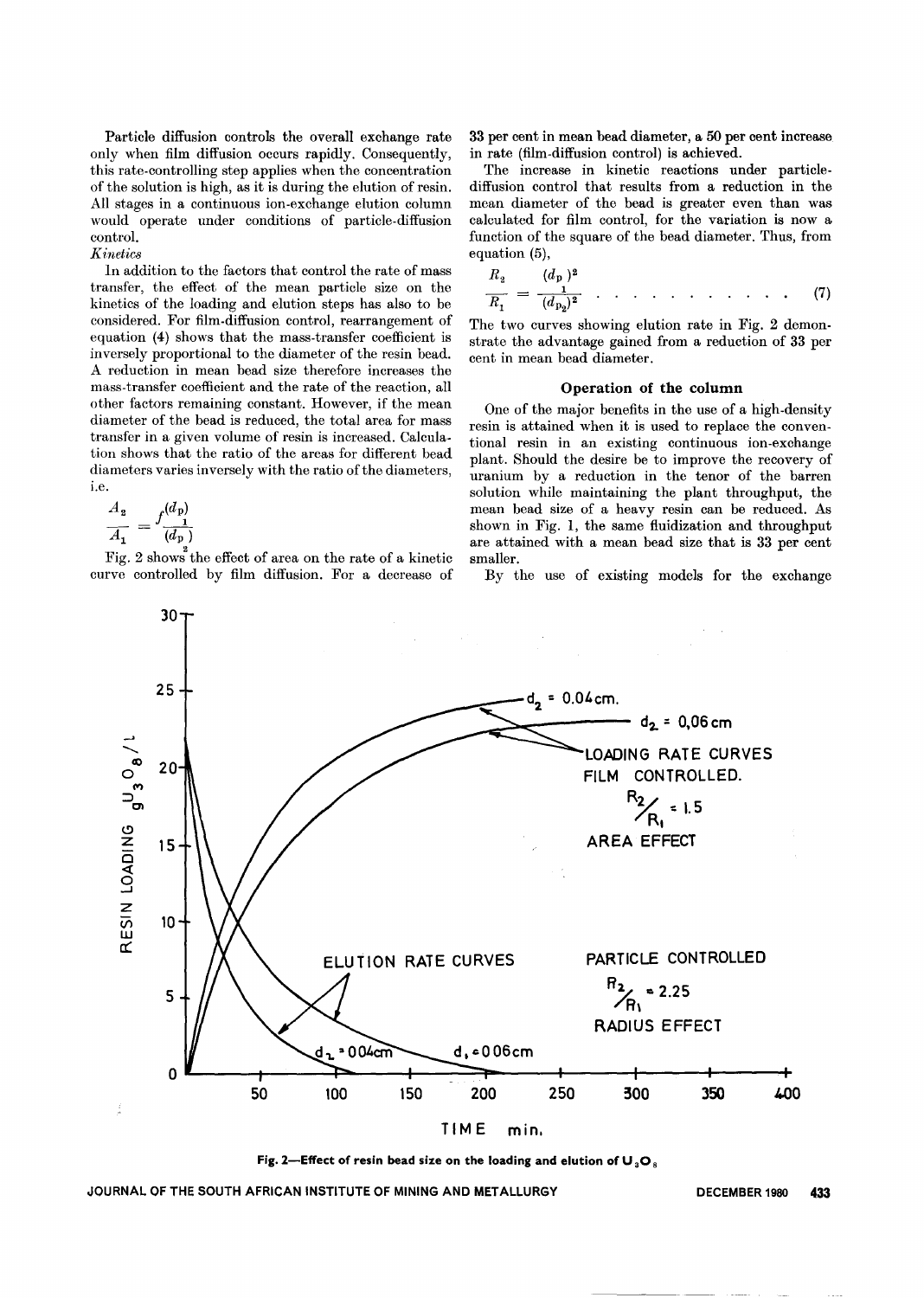Particle diffusion controls the overall exchange rate only when film diffusion occurs rapidly. Consequently, this rate-controlling step applies when the concentration of the solution is high, as it is during the elution of resin. All stages in a continuous ion-exchange elution column would operate under conditions of particle-diffusion control.

*Kinetics*

In addition to the factors that control the rate of mass transfer, the effect of the mean particle size on the kinetics of the loading and elution steps has also to be considered. For film-diffusion control, rearrangement of equation (4) shows that the mass-transfer coefficient is inversely proportional to the diameter of the resin bead. A reduction in mean bead size therefore increases the mass-transfer coefficient and the rate of the reaction, all other factors remaining constant. However, if the mean diameter of the bead is reduced, the total area for mass transfer in a given volume of resin is increased. Calculation shows that the ratio of the areas for different bead diameters varies inversely with the ratio of the diameters, i.e.

$$\frac{A_2}{A_1} = f\frac{(d_{p_1})}{(d_{p_2})}$$

Fig. 2 shows the effect of area on the rate of a kinetic curve controlled by film diffusion. For a decrease of 33 per cent in mean bead diameter, a 50 per cent increase in rate (film-diffusion control) is achieved.

The increase in kinetic reactions under particle-diffusion control that results from a reduction in the mean diameter of the bead is greater even than was calculated for film control, for the variation is now a function of the square of the bead diameter. Thus, from equation (5),

$$\frac{R_2}{R_1} = \frac{(d_{p_1})^2}{(d_{p_2})^2} \quad . \quad . \quad . \quad . \quad . \quad . \quad . \quad . \quad . \quad . \quad . \quad (7)$$

The two curves showing elution rate in Fig. 2 demonstrate the advantage gained from a reduction of 33 per cent in mean bead diameter.

## Operation of the column

One of the major benefits in the use of a high-density resin is attained when it is used to replace the conventional resin in an existing continuous ion-exchange plant. Should the desire be to improve the recovery of uranium by a reduction in the tenor of the barren solution while maintaining the plant throughput, the mean bead size of a heavy resin can be reduced. As shown in Fig. 1, the same fluidization and throughput are attained with a mean bead size that is 33 per cent smaller.

By the use of existing models for the exchange

Fig. 2—Effect of resin bead size on the loading and elution of $U_3O_8$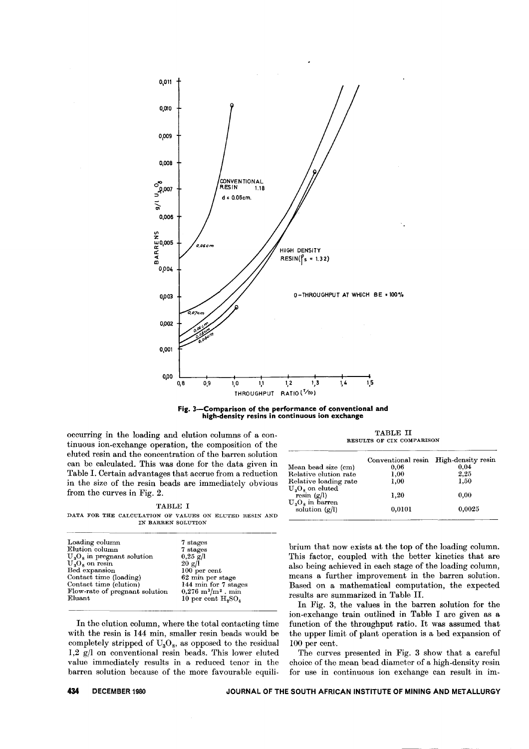Fig. 3—Comparison of the performance of conventional and high-density resins in continuous ion exchange

occurring in the loading and elution columns of a continuous ion-exchange operation, the composition of the eluted resin and the concentration of the barren solution can be calculated. This was done for the data given in Table I. Certain advantages that accrue from a reduction in the size of the resin beads are immediately obvious from the curves in Fig. 2.

TABLE I

DATA FOR THE CALCULATION OF VALUES ON ELUTED RESIN AND IN BARREN SOLUTION

| | |
|---|---|
| Loading column | 7 stages |
| Elution column | 7 stages |
| $U_3O_8$ in pregnant solution | 0,25 g/l |
| $U_3O_8$ on resin | 20 g/l |
| Bed expansion | 100 per cent |
| Contact time (loading) | 62 min per stage |
| Contact time (elution) | 144 min for 7 stages |
| Flow-rate of pregnant solution | 0,276 $m^3/m^2$ . min |
| Eluant | 10 per cent $H_2SO_4$ |

In the elution column, where the total contacting time with the resin is 144 min, smaller resin beads would be completely stripped of $U_3O_8$, as opposed to the residual 1,2 g/l on conventional resin beads. This lower eluted value immediately results in a reduced tenor in the barren solution because of the more favourable equilibrium that now exists at the top of the loading column. This factor, coupled with the better kinetics that are also being achieved in each stage of the loading column, means a further improvement in the barren solution. Based on a mathematical computation, the expected results are summarized in Table II.

TABLE II

RESULTS OF CIX COMPARISON

| | Conventional resin | High-density resin |
|---|---|---|
| Mean bead size (cm) | 0,06 | 0,04 |
| Relative elution rate | 1,00 | 2,25 |
| Relative loading rate | 1,00 | 1,50 |
| $U_3O_8$ on eluted resin (g/l) | 1,20 | 0,00 |
| $U_3O_8$ in barren solution (g/l) | 0,0101 | 0,0025 |

In Fig. 3, the values in the barren solution for the ion-exchange train outlined in Table I are given as a function of the throughput ratio. It was assumed that the upper limit of plant operation is a bed expansion of 100 per cent.

The curves presented in Fig. 3 show that a careful choice of the mean bead diameter of a high-density resin for use in continuous ion exchange can result in im-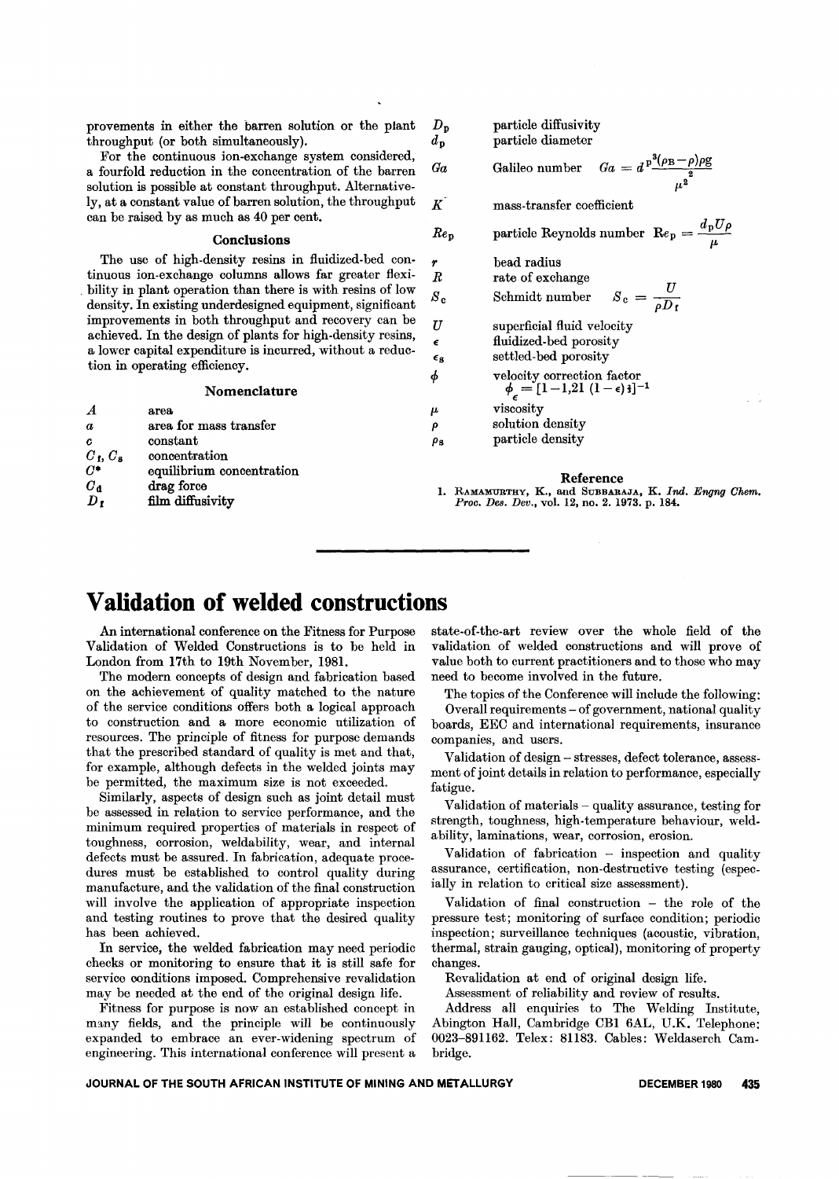provements in either the barren solution or the plant throughput (or both simultaneously).

For the continuous ion-exchange system considered, a fourfold reduction in the concentration of the barren solution is possible at constant throughput. Alternatively, at a constant value of barren solution, the throughput can be raised by as much as 40 per cent.

### Conclusions

The use of high-density resins in fluidized-bed continuous ion-exchange columns allows far greater flexibility in plant operation than there is with resins of low density. In existing underdesigned equipment, significant improvements in both throughput and recovery can be achieved. In the design of plants for high-density resins, a lower capital expenditure is incurred, without a reduction in operating efficiency.

### Nomenclature

| | |
|---|---|
| $A$ | area |
| $a$ | area for mass transfer |
| $c$ | constant |
| $C_t$, $C_s$ | concentration |
| $C^*$ | equilibrium concentration |
| $C_d$ | drag force |
| $D_f$ | film diffusivity |
| $D_p$ | particle diffusivity |
| $d_p$ | particle diameter |
| $Ga$ | Galileo number $Ga = d_p^3\dfrac{(\rho_B-\rho)\rho g}{\mu^2}$ |
| $K$ | mass-transfer coefficient |
| $Re_p$ | particle Reynolds number $Re_p = \dfrac{d_p U \rho}{\mu}$ |
| $r$ | bead radius |
| $R$ | rate of exchange |
| $S_c$ | Schmidt number $S_c = \dfrac{U}{\rho D_f}$ |
| $U$ | superficial fluid velocity |
| $\epsilon$ | fluidized-bed porosity |
| $\epsilon_s$ | settled-bed porosity |
| $\phi$ | velocity correction factor $\phi_\epsilon = [1 - 1{,}21\,(1-\epsilon)^{\frac{2}{3}}]^{-1}$ |
| $\mu$ | viscosity |
| $\rho$ | solution density |
| $\rho_s$ | particle density |

### Reference

1. Ramamurthy, K., and Subbaraja, K. *Ind. Engng Chem. Proc. Des. Dev.*, vol. 12, no. 2. 1973. p. 184.

# Validation of welded constructions

An international conference on the Fitness for Purpose Validation of Welded Constructions is to be held in London from 17th to 19th November, 1981.

The modern concepts of design and fabrication based on the achievement of quality matched to the nature of the service conditions offers both a logical approach to construction and a more economic utilization of resources. The principle of fitness for purpose demands that the prescribed standard of quality is met and that, for example, although defects in the welded joints may be permitted, the maximum size is not exceeded.

Similarly, aspects of design such as joint detail must be assessed in relation to service performance, and the minimum required properties of materials in respect of toughness, corrosion, weldability, wear, and internal defects must be assured. In fabrication, adequate procedures must be established to control quality during manufacture, and the validation of the final construction will involve the application of appropriate inspection and testing routines to prove that the desired quality has been achieved.

In service, the welded fabrication may need periodic checks or monitoring to ensure that it is still safe for service conditions imposed. Comprehensive revalidation may be needed at the end of the original design life.

Fitness for purpose is now an established concept in many fields, and the principle will be continuously expanded to embrace an ever-widening spectrum of engineering. This international conference will present a state-of-the-art review over the whole field of the validation of welded constructions and will prove of value both to current practitioners and to those who may need to become involved in the future.

The topics of the Conference will include the following:

Overall requirements – of government, national quality boards, EEC and international requirements, insurance companies, and users.

Validation of design – stresses, defect tolerance, assessment of joint details in relation to performance, especially fatigue.

Validation of materials – quality assurance, testing for strength, toughness, high-temperature behaviour, weldability, laminations, wear, corrosion, erosion.

Validation of fabrication – inspection and quality assurance, certification, non-destructive testing (especially in relation to critical size assessment).

Validation of final construction – the role of the pressure test; monitoring of surface condition; periodic inspection; surveillance techniques (acoustic, vibration, thermal, strain gauging, optical), monitoring of property changes.

Revalidation at end of original design life.

Assessment of reliability and review of results.

Address all enquiries to The Welding Institute, Abington Hall, Cambridge CB1 6AL, U.K. Telephone: 0023-891162. Telex: 81183. Cables: Weldaserch Cambridge.